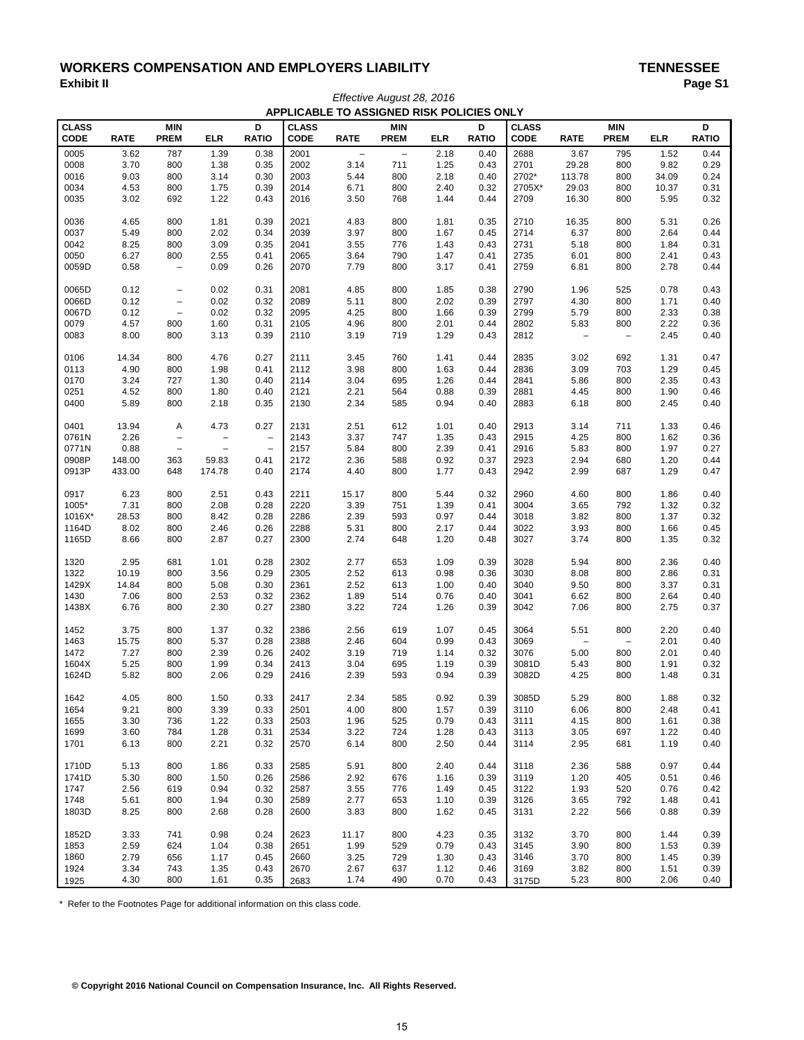# WORKERS COMPENSATION AND EMPLOYERS LIABILITY

**TENNESSEE**

**Exhibit II**

*Effective August 28, 2016*

**APPLICABLE TO ASSIGNED RISK POLICIES ONLY**

| CLASS CODE | RATE | MIN PREM | ELR | D RATIO | CLASS CODE | RATE | MIN PREM | ELR | D RATIO | CLASS CODE | RATE | MIN PREM | ELR | D RATIO |
|---|---|---|---|---|---|---|---|---|---|---|---|---|---|---|
| 0005 | 3.62 | 787 | 1.39 | 0.38 | 2001 | – | – | 2.18 | 0.40 | 2688 | 3.67 | 795 | 1.52 | 0.44 |
| 0008 | 3.70 | 800 | 1.38 | 0.35 | 2002 | 3.14 | 711 | 1.25 | 0.43 | 2701 | 29.28 | 800 | 9.82 | 0.29 |
| 0016 | 9.03 | 800 | 3.14 | 0.30 | 2003 | 5.44 | 800 | 2.18 | 0.40 | 2702* | 113.78 | 800 | 34.09 | 0.24 |
| 0034 | 4.53 | 800 | 1.75 | 0.39 | 2014 | 6.71 | 800 | 2.40 | 0.32 | 2705X* | 29.03 | 800 | 10.37 | 0.31 |
| 0035 | 3.02 | 692 | 1.22 | 0.43 | 2016 | 3.50 | 768 | 1.44 | 0.44 | 2709 | 16.30 | 800 | 5.95 | 0.32 |
| 0036 | 4.65 | 800 | 1.81 | 0.39 | 2021 | 4.83 | 800 | 1.81 | 0.35 | 2710 | 16.35 | 800 | 5.31 | 0.26 |
| 0037 | 5.49 | 800 | 2.02 | 0.34 | 2039 | 3.97 | 800 | 1.67 | 0.45 | 2714 | 6.37 | 800 | 2.64 | 0.44 |
| 0042 | 8.25 | 800 | 3.09 | 0.35 | 2041 | 3.55 | 776 | 1.43 | 0.43 | 2731 | 5.18 | 800 | 1.84 | 0.31 |
| 0050 | 6.27 | 800 | 2.55 | 0.41 | 2065 | 3.64 | 790 | 1.47 | 0.41 | 2735 | 6.01 | 800 | 2.41 | 0.43 |
| 0059D | 0.58 | – | 0.09 | 0.26 | 2070 | 7.79 | 800 | 3.17 | 0.41 | 2759 | 6.81 | 800 | 2.78 | 0.44 |
| 0065D | 0.12 | – | 0.02 | 0.31 | 2081 | 4.85 | 800 | 1.85 | 0.38 | 2790 | 1.96 | 525 | 0.78 | 0.43 |
| 0066D | 0.12 | – | 0.02 | 0.32 | 2089 | 5.11 | 800 | 2.02 | 0.39 | 2797 | 4.30 | 800 | 1.71 | 0.40 |
| 0067D | 0.12 | – | 0.02 | 0.32 | 2095 | 4.25 | 800 | 1.66 | 0.39 | 2799 | 5.79 | 800 | 2.33 | 0.38 |
| 0079 | 4.57 | 800 | 1.60 | 0.31 | 2105 | 4.96 | 800 | 2.01 | 0.44 | 2802 | 5.83 | 800 | 2.22 | 0.36 |
| 0083 | 8.00 | 800 | 3.13 | 0.39 | 2110 | 3.19 | 719 | 1.29 | 0.43 | 2812 | – | – | 2.45 | 0.40 |
| 0106 | 14.34 | 800 | 4.76 | 0.27 | 2111 | 3.45 | 760 | 1.41 | 0.44 | 2835 | 3.02 | 692 | 1.31 | 0.47 |
| 0113 | 4.90 | 800 | 1.98 | 0.41 | 2112 | 3.98 | 800 | 1.63 | 0.44 | 2836 | 3.09 | 703 | 1.29 | 0.45 |
| 0170 | 3.24 | 727 | 1.30 | 0.40 | 2114 | 3.04 | 695 | 1.26 | 0.44 | 2841 | 5.86 | 800 | 2.35 | 0.43 |
| 0251 | 4.52 | 800 | 1.80 | 0.40 | 2121 | 2.21 | 564 | 0.88 | 0.39 | 2881 | 4.45 | 800 | 1.90 | 0.46 |
| 0400 | 5.89 | 800 | 2.18 | 0.35 | 2130 | 2.34 | 585 | 0.94 | 0.40 | 2883 | 6.18 | 800 | 2.45 | 0.40 |
| 0401 | 13.94 | A | 4.73 | 0.27 | 2131 | 2.51 | 612 | 1.01 | 0.40 | 2913 | 3.14 | 711 | 1.33 | 0.46 |
| 0761N | 2.26 | – | – | – | 2143 | 3.37 | 747 | 1.35 | 0.43 | 2915 | 4.25 | 800 | 1.62 | 0.36 |
| 0771N | 0.88 | – | – | – | 2157 | 5.84 | 800 | 2.39 | 0.41 | 2916 | 5.83 | 800 | 1.97 | 0.27 |
| 0908P | 148.00 | 363 | 59.83 | 0.41 | 2172 | 2.36 | 588 | 0.92 | 0.37 | 2923 | 2.94 | 680 | 1.20 | 0.44 |
| 0913P | 433.00 | 648 | 174.78 | 0.40 | 2174 | 4.40 | 800 | 1.77 | 0.43 | 2942 | 2.99 | 687 | 1.29 | 0.47 |
| 0917 | 6.23 | 800 | 2.51 | 0.43 | 2211 | 15.17 | 800 | 5.44 | 0.32 | 2960 | 4.60 | 800 | 1.86 | 0.40 |
| 1005* | 7.31 | 800 | 2.08 | 0.28 | 2220 | 3.39 | 751 | 1.39 | 0.41 | 3004 | 3.65 | 792 | 1.32 | 0.32 |
| 1016X* | 28.53 | 800 | 8.42 | 0.28 | 2286 | 2.39 | 593 | 0.97 | 0.44 | 3018 | 3.82 | 800 | 1.37 | 0.32 |
| 1164D | 8.02 | 800 | 2.46 | 0.26 | 2288 | 5.31 | 800 | 2.17 | 0.44 | 3022 | 3.93 | 800 | 1.66 | 0.45 |
| 1165D | 8.66 | 800 | 2.87 | 0.27 | 2300 | 2.74 | 648 | 1.20 | 0.48 | 3027 | 3.74 | 800 | 1.35 | 0.32 |
| 1320 | 2.95 | 681 | 1.01 | 0.28 | 2302 | 2.77 | 653 | 1.09 | 0.39 | 3028 | 5.94 | 800 | 2.36 | 0.40 |
| 1322 | 10.19 | 800 | 3.56 | 0.29 | 2305 | 2.52 | 613 | 0.98 | 0.36 | 3030 | 8.08 | 800 | 2.86 | 0.31 |
| 1429X | 14.84 | 800 | 5.08 | 0.30 | 2361 | 2.52 | 613 | 1.00 | 0.40 | 3040 | 9.50 | 800 | 3.37 | 0.31 |
| 1430 | 7.06 | 800 | 2.53 | 0.32 | 2362 | 1.89 | 514 | 0.76 | 0.40 | 3041 | 6.62 | 800 | 2.64 | 0.40 |
| 1438X | 6.76 | 800 | 2.30 | 0.27 | 2380 | 3.22 | 724 | 1.26 | 0.39 | 3042 | 7.06 | 800 | 2.75 | 0.37 |
| 1452 | 3.75 | 800 | 1.37 | 0.32 | 2386 | 2.56 | 619 | 1.07 | 0.45 | 3064 | 5.51 | 800 | 2.20 | 0.40 |
| 1463 | 15.75 | 800 | 5.37 | 0.28 | 2388 | 2.46 | 604 | 0.99 | 0.43 | 3069 | – | – | 2.01 | 0.40 |
| 1472 | 7.27 | 800 | 2.39 | 0.26 | 2402 | 3.19 | 719 | 1.14 | 0.32 | 3076 | 5.00 | 800 | 2.01 | 0.40 |
| 1604X | 5.25 | 800 | 1.99 | 0.34 | 2413 | 3.04 | 695 | 1.19 | 0.39 | 3081D | 5.43 | 800 | 1.91 | 0.32 |
| 1624D | 5.82 | 800 | 2.06 | 0.29 | 2416 | 2.39 | 593 | 0.94 | 0.39 | 3082D | 4.25 | 800 | 1.48 | 0.31 |
| 1642 | 4.05 | 800 | 1.50 | 0.33 | 2417 | 2.34 | 585 | 0.92 | 0.39 | 3085D | 5.29 | 800 | 1.88 | 0.32 |
| 1654 | 9.21 | 800 | 3.39 | 0.33 | 2501 | 4.00 | 800 | 1.57 | 0.39 | 3110 | 6.06 | 800 | 2.48 | 0.41 |
| 1655 | 3.30 | 736 | 1.22 | 0.33 | 2503 | 1.96 | 525 | 0.79 | 0.43 | 3111 | 4.15 | 800 | 1.61 | 0.38 |
| 1699 | 3.60 | 784 | 1.28 | 0.31 | 2534 | 3.22 | 724 | 1.28 | 0.43 | 3113 | 3.05 | 697 | 1.22 | 0.40 |
| 1701 | 6.13 | 800 | 2.21 | 0.32 | 2570 | 6.14 | 800 | 2.50 | 0.44 | 3114 | 2.95 | 681 | 1.19 | 0.40 |
| 1710D | 5.13 | 800 | 1.86 | 0.33 | 2585 | 5.91 | 800 | 2.40 | 0.44 | 3118 | 2.36 | 588 | 0.97 | 0.44 |
| 1741D | 5.30 | 800 | 1.50 | 0.26 | 2586 | 2.92 | 676 | 1.16 | 0.39 | 3119 | 1.20 | 405 | 0.51 | 0.46 |
| 1747 | 2.56 | 619 | 0.94 | 0.32 | 2587 | 3.55 | 776 | 1.49 | 0.45 | 3122 | 1.93 | 520 | 0.76 | 0.42 |
| 1748 | 5.61 | 800 | 1.94 | 0.30 | 2589 | 2.77 | 653 | 1.10 | 0.39 | 3126 | 3.65 | 792 | 1.48 | 0.41 |
| 1803D | 8.25 | 800 | 2.68 | 0.28 | 2600 | 3.83 | 800 | 1.62 | 0.45 | 3131 | 2.22 | 566 | 0.88 | 0.39 |
| 1852D | 3.33 | 741 | 0.98 | 0.24 | 2623 | 11.17 | 800 | 4.23 | 0.35 | 3132 | 3.70 | 800 | 1.44 | 0.39 |
| 1853 | 2.59 | 624 | 1.04 | 0.38 | 2651 | 1.99 | 529 | 0.79 | 0.43 | 3145 | 3.90 | 800 | 1.53 | 0.39 |
| 1860 | 2.79 | 656 | 1.17 | 0.45 | 2660 | 3.25 | 729 | 1.30 | 0.43 | 3146 | 3.70 | 800 | 1.45 | 0.39 |
| 1924 | 3.34 | 743 | 1.35 | 0.43 | 2670 | 2.67 | 637 | 1.12 | 0.46 | 3169 | 3.82 | 800 | 1.51 | 0.39 |
| 1925 | 4.30 | 800 | 1.61 | 0.35 | 2683 | 1.74 | 490 | 0.70 | 0.43 | 3175D | 5.23 | 800 | 2.06 | 0.40 |

\* Refer to the Footnotes Page for additional information on this class code.

**© Copyright 2016 National Council on Compensation Insurance, Inc. All Rights Reserved.**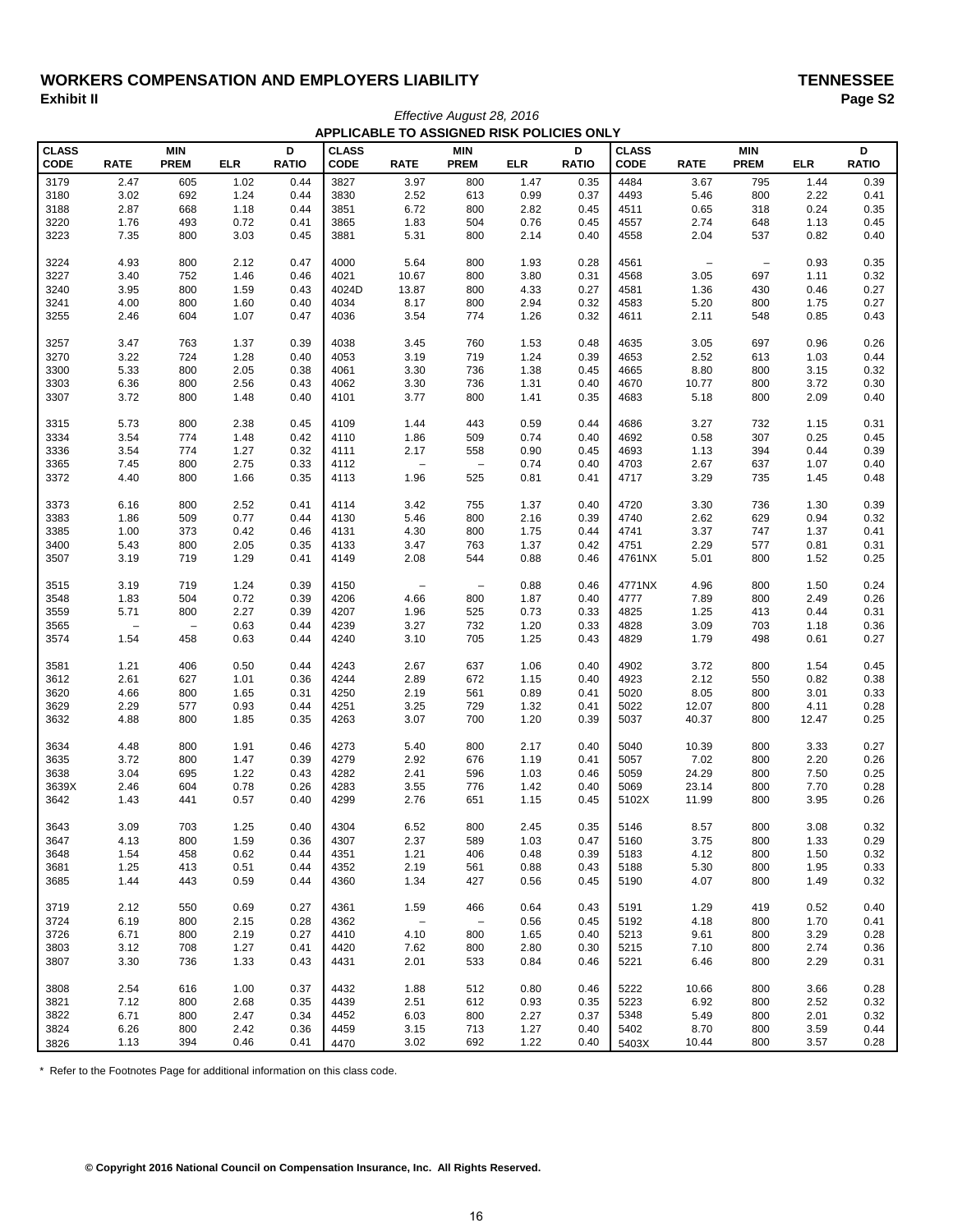# WORKERS COMPENSATION AND EMPLOYERS LIABILITY

**TENNESSEE**

**Exhibit II**

**Page S2**

*Effective August 28, 2016*

**APPLICABLE TO ASSIGNED RISK POLICIES ONLY**

| CLASS CODE | RATE | MIN PREM | ELR | D RATIO | CLASS CODE | RATE | MIN PREM | ELR | D RATIO | CLASS CODE | RATE | MIN PREM | ELR | D RATIO |
|---|---|---|---|---|---|---|---|---|---|---|---|---|---|---|
| 3179 | 2.47 | 605 | 1.02 | 0.44 | 3827 | 3.97 | 800 | 1.47 | 0.35 | 4484 | 3.67 | 795 | 1.44 | 0.39 |
| 3180 | 3.02 | 692 | 1.24 | 0.44 | 3830 | 2.52 | 613 | 0.99 | 0.37 | 4493 | 5.46 | 800 | 2.22 | 0.41 |
| 3188 | 2.87 | 668 | 1.18 | 0.44 | 3851 | 6.72 | 800 | 2.82 | 0.45 | 4511 | 0.65 | 318 | 0.24 | 0.35 |
| 3220 | 1.76 | 493 | 0.72 | 0.41 | 3865 | 1.83 | 504 | 0.76 | 0.45 | 4557 | 2.74 | 648 | 1.13 | 0.45 |
| 3223 | 7.35 | 800 | 3.03 | 0.45 | 3881 | 5.31 | 800 | 2.14 | 0.40 | 4558 | 2.04 | 537 | 0.82 | 0.40 |
| 3224 | 4.93 | 800 | 2.12 | 0.47 | 4000 | 5.64 | 800 | 1.93 | 0.28 | 4561 | – | – | 0.93 | 0.35 |
| 3227 | 3.40 | 752 | 1.46 | 0.46 | 4021 | 10.67 | 800 | 3.80 | 0.31 | 4568 | 3.05 | 697 | 1.11 | 0.32 |
| 3240 | 3.95 | 800 | 1.59 | 0.43 | 4024D | 13.87 | 800 | 4.33 | 0.27 | 4581 | 1.36 | 430 | 0.46 | 0.27 |
| 3241 | 4.00 | 800 | 1.60 | 0.40 | 4034 | 8.17 | 800 | 2.94 | 0.32 | 4583 | 5.20 | 800 | 1.75 | 0.27 |
| 3255 | 2.46 | 604 | 1.07 | 0.47 | 4036 | 3.54 | 774 | 1.26 | 0.32 | 4611 | 2.11 | 548 | 0.85 | 0.43 |
| 3257 | 3.47 | 763 | 1.37 | 0.39 | 4038 | 3.45 | 760 | 1.53 | 0.48 | 4635 | 3.05 | 697 | 0.96 | 0.26 |
| 3270 | 3.22 | 724 | 1.28 | 0.40 | 4053 | 3.19 | 719 | 1.24 | 0.39 | 4653 | 2.52 | 613 | 1.03 | 0.44 |
| 3300 | 5.33 | 800 | 2.05 | 0.38 | 4061 | 3.30 | 736 | 1.38 | 0.45 | 4665 | 8.80 | 800 | 3.15 | 0.32 |
| 3303 | 6.36 | 800 | 2.56 | 0.43 | 4062 | 3.30 | 736 | 1.31 | 0.40 | 4670 | 10.77 | 800 | 3.72 | 0.30 |
| 3307 | 3.72 | 800 | 1.48 | 0.40 | 4101 | 3.77 | 800 | 1.41 | 0.35 | 4683 | 5.18 | 800 | 2.09 | 0.40 |
| 3315 | 5.73 | 800 | 2.38 | 0.45 | 4109 | 1.44 | 443 | 0.59 | 0.44 | 4686 | 3.27 | 732 | 1.15 | 0.31 |
| 3334 | 3.54 | 774 | 1.48 | 0.42 | 4110 | 1.86 | 509 | 0.74 | 0.40 | 4692 | 0.58 | 307 | 0.25 | 0.45 |
| 3336 | 3.54 | 774 | 1.27 | 0.32 | 4111 | 2.17 | 558 | 0.90 | 0.45 | 4693 | 1.13 | 394 | 0.44 | 0.39 |
| 3365 | 7.45 | 800 | 2.75 | 0.33 | 4112 | – | – | 0.74 | 0.40 | 4703 | 2.67 | 637 | 1.07 | 0.40 |
| 3372 | 4.40 | 800 | 1.66 | 0.35 | 4113 | 1.96 | 525 | 0.81 | 0.41 | 4717 | 3.29 | 735 | 1.45 | 0.48 |
| 3373 | 6.16 | 800 | 2.52 | 0.41 | 4114 | 3.42 | 755 | 1.37 | 0.40 | 4720 | 3.30 | 736 | 1.30 | 0.39 |
| 3383 | 1.86 | 509 | 0.77 | 0.44 | 4130 | 5.46 | 800 | 2.16 | 0.39 | 4740 | 2.62 | 629 | 0.94 | 0.32 |
| 3385 | 1.00 | 373 | 0.42 | 0.46 | 4131 | 4.30 | 800 | 1.75 | 0.44 | 4741 | 3.37 | 747 | 1.37 | 0.41 |
| 3400 | 5.43 | 800 | 2.05 | 0.35 | 4133 | 3.47 | 763 | 1.37 | 0.42 | 4751 | 2.29 | 577 | 0.81 | 0.31 |
| 3507 | 3.19 | 719 | 1.29 | 0.41 | 4149 | 2.08 | 544 | 0.88 | 0.46 | 4761NX | 5.01 | 800 | 1.52 | 0.25 |
| 3515 | 3.19 | 719 | 1.24 | 0.39 | 4150 | – | – | 0.88 | 0.46 | 4771NX | 4.96 | 800 | 1.50 | 0.24 |
| 3548 | 1.83 | 504 | 0.72 | 0.39 | 4206 | 4.66 | 800 | 1.87 | 0.40 | 4777 | 7.89 | 800 | 2.49 | 0.26 |
| 3559 | 5.71 | 800 | 2.27 | 0.39 | 4207 | 1.96 | 525 | 0.73 | 0.33 | 4825 | 1.25 | 413 | 0.44 | 0.31 |
| 3565 | – | – | 0.63 | 0.44 | 4239 | 3.27 | 732 | 1.20 | 0.33 | 4828 | 3.09 | 703 | 1.18 | 0.36 |
| 3574 | 1.54 | 458 | 0.63 | 0.44 | 4240 | 3.10 | 705 | 1.25 | 0.43 | 4829 | 1.79 | 498 | 0.61 | 0.27 |
| 3581 | 1.21 | 406 | 0.50 | 0.44 | 4243 | 2.67 | 637 | 1.06 | 0.40 | 4902 | 3.72 | 800 | 1.54 | 0.45 |
| 3612 | 2.61 | 627 | 1.01 | 0.36 | 4244 | 2.89 | 672 | 1.15 | 0.40 | 4923 | 2.12 | 550 | 0.82 | 0.38 |
| 3620 | 4.66 | 800 | 1.65 | 0.31 | 4250 | 2.19 | 561 | 0.89 | 0.41 | 5020 | 8.05 | 800 | 3.01 | 0.33 |
| 3629 | 2.29 | 577 | 0.93 | 0.44 | 4251 | 3.25 | 729 | 1.32 | 0.41 | 5022 | 12.07 | 800 | 4.11 | 0.28 |
| 3632 | 4.88 | 800 | 1.85 | 0.35 | 4263 | 3.07 | 700 | 1.20 | 0.39 | 5037 | 40.37 | 800 | 12.47 | 0.25 |
| 3634 | 4.48 | 800 | 1.91 | 0.46 | 4273 | 5.40 | 800 | 2.17 | 0.40 | 5040 | 10.39 | 800 | 3.33 | 0.27 |
| 3635 | 3.72 | 800 | 1.47 | 0.39 | 4279 | 2.92 | 676 | 1.19 | 0.41 | 5057 | 7.02 | 800 | 2.20 | 0.26 |
| 3638 | 3.04 | 695 | 1.22 | 0.43 | 4282 | 2.41 | 596 | 1.03 | 0.46 | 5059 | 24.29 | 800 | 7.50 | 0.25 |
| 3639X | 2.46 | 604 | 0.78 | 0.26 | 4283 | 3.55 | 776 | 1.42 | 0.40 | 5069 | 23.14 | 800 | 7.70 | 0.28 |
| 3642 | 1.43 | 441 | 0.57 | 0.40 | 4299 | 2.76 | 651 | 1.15 | 0.45 | 5102X | 11.99 | 800 | 3.95 | 0.26 |
| 3643 | 3.09 | 703 | 1.25 | 0.40 | 4304 | 6.52 | 800 | 2.45 | 0.35 | 5146 | 8.57 | 800 | 3.08 | 0.32 |
| 3647 | 4.13 | 800 | 1.59 | 0.36 | 4307 | 2.37 | 589 | 1.03 | 0.47 | 5160 | 3.75 | 800 | 1.33 | 0.29 |
| 3648 | 1.54 | 458 | 0.62 | 0.44 | 4351 | 1.21 | 406 | 0.48 | 0.39 | 5183 | 4.12 | 800 | 1.50 | 0.32 |
| 3681 | 1.25 | 413 | 0.51 | 0.44 | 4352 | 2.19 | 561 | 0.88 | 0.43 | 5188 | 5.30 | 800 | 1.95 | 0.33 |
| 3685 | 1.44 | 443 | 0.59 | 0.44 | 4360 | 1.34 | 427 | 0.56 | 0.45 | 5190 | 4.07 | 800 | 1.49 | 0.32 |
| 3719 | 2.12 | 550 | 0.69 | 0.27 | 4361 | 1.59 | 466 | 0.64 | 0.43 | 5191 | 1.29 | 419 | 0.52 | 0.40 |
| 3724 | 6.19 | 800 | 2.15 | 0.28 | 4362 | – | – | 0.56 | 0.45 | 5192 | 4.18 | 800 | 1.70 | 0.41 |
| 3726 | 6.71 | 800 | 2.19 | 0.27 | 4410 | 4.10 | 800 | 1.65 | 0.40 | 5213 | 9.61 | 800 | 3.29 | 0.28 |
| 3803 | 3.12 | 708 | 1.27 | 0.41 | 4420 | 7.62 | 800 | 2.80 | 0.30 | 5215 | 7.10 | 800 | 2.74 | 0.36 |
| 3807 | 3.30 | 736 | 1.33 | 0.43 | 4431 | 2.01 | 533 | 0.84 | 0.46 | 5221 | 6.46 | 800 | 2.29 | 0.31 |
| 3808 | 2.54 | 616 | 1.00 | 0.37 | 4432 | 1.88 | 512 | 0.80 | 0.46 | 5222 | 10.66 | 800 | 3.66 | 0.28 |
| 3821 | 7.12 | 800 | 2.68 | 0.35 | 4439 | 2.51 | 612 | 0.93 | 0.35 | 5223 | 6.92 | 800 | 2.52 | 0.32 |
| 3822 | 6.71 | 800 | 2.47 | 0.34 | 4452 | 6.03 | 800 | 2.27 | 0.37 | 5348 | 5.49 | 800 | 2.01 | 0.32 |
| 3824 | 6.26 | 800 | 2.42 | 0.36 | 4459 | 3.15 | 713 | 1.27 | 0.40 | 5402 | 8.70 | 800 | 3.59 | 0.44 |
| 3826 | 1.13 | 394 | 0.46 | 0.41 | 4470 | 3.02 | 692 | 1.22 | 0.40 | 5403X | 10.44 | 800 | 3.57 | 0.28 |

\* Refer to the Footnotes Page for additional information on this class code.

**© Copyright 2016 National Council on Compensation Insurance, Inc. All Rights Reserved.**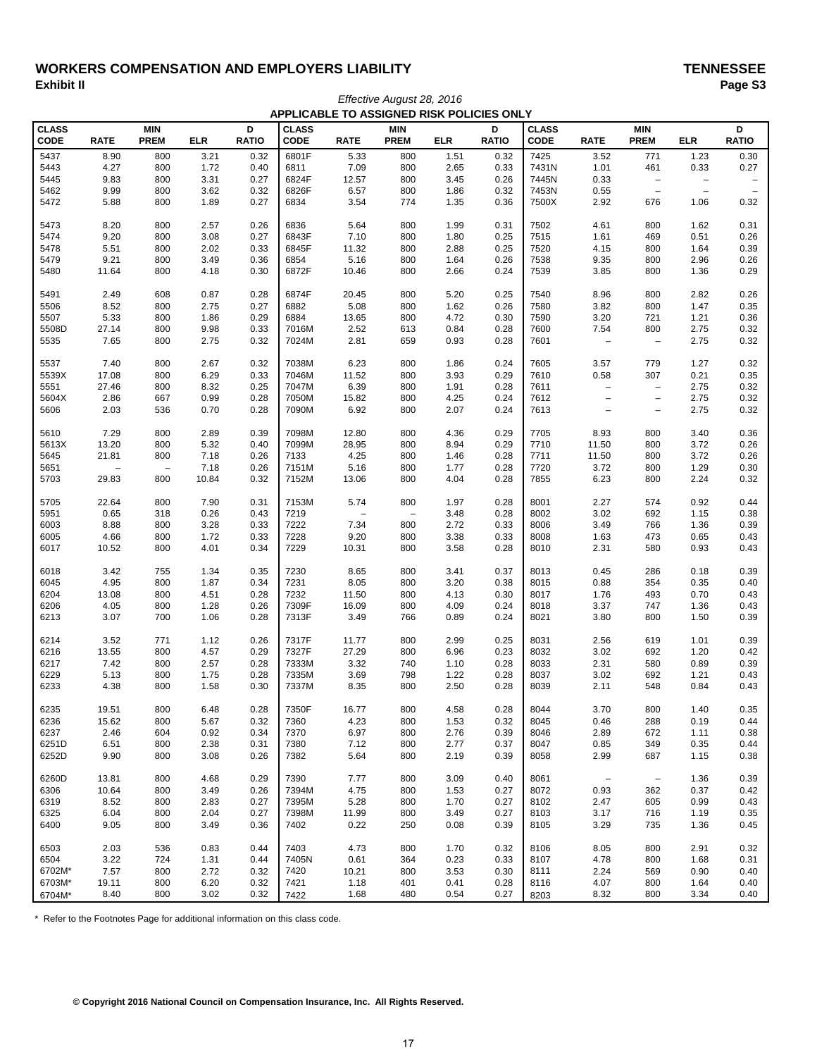# WORKERS COMPENSATION AND EMPLOYERS LIABILITY — TENNESSEE

**Exhibit II**

*Effective August 28, 2016*

**APPLICABLE TO ASSIGNED RISK POLICIES ONLY**

| CLASS CODE | RATE | MIN PREM | ELR | D RATIO | CLASS CODE | RATE | MIN PREM | ELR | D RATIO | CLASS CODE | RATE | MIN PREM | ELR | D RATIO |
|---|---|---|---|---|---|---|---|---|---|---|---|---|---|---|
| 5437 | 8.90 | 800 | 3.21 | 0.32 | 6801F | 5.33 | 800 | 1.51 | 0.32 | 7425 | 3.52 | 771 | 1.23 | 0.30 |
| 5443 | 4.27 | 800 | 1.72 | 0.40 | 6811 | 7.09 | 800 | 2.65 | 0.33 | 7431N | 1.01 | 461 | 0.33 | 0.27 |
| 5445 | 9.83 | 800 | 3.31 | 0.27 | 6824F | 12.57 | 800 | 3.45 | 0.26 | 7445N | 0.33 | – | – | – |
| 5462 | 9.99 | 800 | 3.62 | 0.32 | 6826F | 6.57 | 800 | 1.86 | 0.32 | 7453N | 0.55 | – | – | – |
| 5472 | 5.88 | 800 | 1.89 | 0.27 | 6834 | 3.54 | 774 | 1.35 | 0.36 | 7500X | 2.92 | 676 | 1.06 | 0.32 |
| 5473 | 8.20 | 800 | 2.57 | 0.26 | 6836 | 5.64 | 800 | 1.99 | 0.31 | 7502 | 4.61 | 800 | 1.62 | 0.31 |
| 5474 | 9.20 | 800 | 3.08 | 0.27 | 6843F | 7.10 | 800 | 1.80 | 0.25 | 7515 | 1.61 | 469 | 0.51 | 0.26 |
| 5478 | 5.51 | 800 | 2.02 | 0.33 | 6845F | 11.32 | 800 | 2.88 | 0.25 | 7520 | 4.15 | 800 | 1.64 | 0.39 |
| 5479 | 9.21 | 800 | 3.49 | 0.36 | 6854 | 5.16 | 800 | 1.64 | 0.26 | 7538 | 9.35 | 800 | 2.96 | 0.26 |
| 5480 | 11.64 | 800 | 4.18 | 0.30 | 6872F | 10.46 | 800 | 2.66 | 0.24 | 7539 | 3.85 | 800 | 1.36 | 0.29 |
| 5491 | 2.49 | 608 | 0.87 | 0.28 | 6874F | 20.45 | 800 | 5.20 | 0.25 | 7540 | 8.96 | 800 | 2.82 | 0.26 |
| 5506 | 8.52 | 800 | 2.75 | 0.27 | 6882 | 5.08 | 800 | 1.62 | 0.26 | 7580 | 3.82 | 800 | 1.47 | 0.35 |
| 5507 | 5.33 | 800 | 1.86 | 0.29 | 6884 | 13.65 | 800 | 4.72 | 0.30 | 7590 | 3.20 | 721 | 1.21 | 0.36 |
| 5508D | 27.14 | 800 | 9.98 | 0.33 | 7016M | 2.52 | 613 | 0.84 | 0.28 | 7600 | 7.54 | 800 | 2.75 | 0.32 |
| 5535 | 7.65 | 800 | 2.75 | 0.32 | 7024M | 2.81 | 659 | 0.93 | 0.28 | 7601 | – | – | 2.75 | 0.32 |
| 5537 | 7.40 | 800 | 2.67 | 0.32 | 7038M | 6.23 | 800 | 1.86 | 0.24 | 7605 | 3.57 | 779 | 1.27 | 0.32 |
| 5539X | 17.08 | 800 | 6.29 | 0.33 | 7046M | 11.52 | 800 | 3.93 | 0.29 | 7610 | 0.58 | 307 | 0.21 | 0.35 |
| 5551 | 27.46 | 800 | 8.32 | 0.25 | 7047M | 6.39 | 800 | 1.91 | 0.28 | 7611 | – | – | 2.75 | 0.32 |
| 5604X | 2.86 | 667 | 0.99 | 0.28 | 7050M | 15.82 | 800 | 4.25 | 0.24 | 7612 | – | – | 2.75 | 0.32 |
| 5606 | 2.03 | 536 | 0.70 | 0.28 | 7090M | 6.92 | 800 | 2.07 | 0.24 | 7613 | – | – | 2.75 | 0.32 |
| 5610 | 7.29 | 800 | 2.89 | 0.39 | 7098M | 12.80 | 800 | 4.36 | 0.29 | 7705 | 8.93 | 800 | 3.40 | 0.36 |
| 5613X | 13.20 | 800 | 5.32 | 0.40 | 7099M | 28.95 | 800 | 8.94 | 0.29 | 7710 | 11.50 | 800 | 3.72 | 0.26 |
| 5645 | 21.81 | 800 | 7.18 | 0.26 | 7133 | 4.25 | 800 | 1.46 | 0.28 | 7711 | 11.50 | 800 | 3.72 | 0.26 |
| 5651 | – | – | 7.18 | 0.26 | 7151M | 5.16 | 800 | 1.77 | 0.28 | 7720 | 3.72 | 800 | 1.29 | 0.30 |
| 5703 | 29.83 | 800 | 10.84 | 0.32 | 7152M | 13.06 | 800 | 4.04 | 0.28 | 7855 | 6.23 | 800 | 2.24 | 0.32 |
| 5705 | 22.64 | 800 | 7.90 | 0.31 | 7153M | 5.74 | 800 | 1.97 | 0.28 | 8001 | 2.27 | 574 | 0.92 | 0.44 |
| 5951 | 0.65 | 318 | 0.26 | 0.43 | 7219 | – | – | 3.48 | 0.28 | 8002 | 3.02 | 692 | 1.15 | 0.38 |
| 6003 | 8.88 | 800 | 3.28 | 0.33 | 7222 | 7.34 | 800 | 2.72 | 0.33 | 8006 | 3.49 | 766 | 1.36 | 0.39 |
| 6005 | 4.66 | 800 | 1.72 | 0.33 | 7228 | 9.20 | 800 | 3.38 | 0.33 | 8008 | 1.63 | 473 | 0.65 | 0.43 |
| 6017 | 10.52 | 800 | 4.01 | 0.34 | 7229 | 10.31 | 800 | 3.58 | 0.28 | 8010 | 2.31 | 580 | 0.93 | 0.43 |
| 6018 | 3.42 | 755 | 1.34 | 0.35 | 7230 | 8.65 | 800 | 3.41 | 0.37 | 8013 | 0.45 | 286 | 0.18 | 0.39 |
| 6045 | 4.95 | 800 | 1.87 | 0.34 | 7231 | 8.05 | 800 | 3.20 | 0.38 | 8015 | 0.88 | 354 | 0.35 | 0.40 |
| 6204 | 13.08 | 800 | 4.51 | 0.28 | 7232 | 11.50 | 800 | 4.13 | 0.30 | 8017 | 1.76 | 493 | 0.70 | 0.43 |
| 6206 | 4.05 | 800 | 1.28 | 0.26 | 7309F | 16.09 | 800 | 4.09 | 0.24 | 8018 | 3.37 | 747 | 1.36 | 0.43 |
| 6213 | 3.07 | 700 | 1.06 | 0.28 | 7313F | 3.49 | 766 | 0.89 | 0.24 | 8021 | 3.80 | 800 | 1.50 | 0.39 |
| 6214 | 3.52 | 771 | 1.12 | 0.26 | 7317F | 11.77 | 800 | 2.99 | 0.25 | 8031 | 2.56 | 619 | 1.01 | 0.39 |
| 6216 | 13.55 | 800 | 4.57 | 0.29 | 7327F | 27.29 | 800 | 6.96 | 0.23 | 8032 | 3.02 | 692 | 1.20 | 0.42 |
| 6217 | 7.42 | 800 | 2.57 | 0.28 | 7333M | 3.32 | 740 | 1.10 | 0.28 | 8033 | 2.31 | 580 | 0.89 | 0.39 |
| 6229 | 5.13 | 800 | 1.75 | 0.28 | 7335M | 3.69 | 798 | 1.22 | 0.28 | 8037 | 3.02 | 692 | 1.21 | 0.43 |
| 6233 | 4.38 | 800 | 1.58 | 0.30 | 7337M | 8.35 | 800 | 2.50 | 0.28 | 8039 | 2.11 | 548 | 0.84 | 0.43 |
| 6235 | 19.51 | 800 | 6.48 | 0.28 | 7350F | 16.77 | 800 | 4.58 | 0.28 | 8044 | 3.70 | 800 | 1.40 | 0.35 |
| 6236 | 15.62 | 800 | 5.67 | 0.32 | 7360 | 4.23 | 800 | 1.53 | 0.32 | 8045 | 0.46 | 288 | 0.19 | 0.44 |
| 6237 | 2.46 | 604 | 0.92 | 0.34 | 7370 | 6.97 | 800 | 2.76 | 0.39 | 8046 | 2.89 | 672 | 1.11 | 0.38 |
| 6251D | 6.51 | 800 | 2.38 | 0.31 | 7380 | 7.12 | 800 | 2.77 | 0.37 | 8047 | 0.85 | 349 | 0.35 | 0.44 |
| 6252D | 9.90 | 800 | 3.08 | 0.26 | 7382 | 5.64 | 800 | 2.19 | 0.39 | 8058 | 2.99 | 687 | 1.15 | 0.38 |
| 6260D | 13.81 | 800 | 4.68 | 0.29 | 7390 | 7.77 | 800 | 3.09 | 0.40 | 8061 | – | – | 1.36 | 0.39 |
| 6306 | 10.64 | 800 | 3.49 | 0.26 | 7394M | 4.75 | 800 | 1.53 | 0.27 | 8072 | 0.93 | 362 | 0.37 | 0.42 |
| 6319 | 8.52 | 800 | 2.83 | 0.27 | 7395M | 5.28 | 800 | 1.70 | 0.27 | 8102 | 2.47 | 605 | 0.99 | 0.43 |
| 6325 | 6.04 | 800 | 2.04 | 0.27 | 7398M | 11.99 | 800 | 3.49 | 0.27 | 8103 | 3.17 | 716 | 1.19 | 0.35 |
| 6400 | 9.05 | 800 | 3.49 | 0.36 | 7402 | 0.22 | 250 | 0.08 | 0.39 | 8105 | 3.29 | 735 | 1.36 | 0.45 |
| 6503 | 2.03 | 536 | 0.83 | 0.44 | 7403 | 4.73 | 800 | 1.70 | 0.32 | 8106 | 8.05 | 800 | 2.91 | 0.32 |
| 6504 | 3.22 | 724 | 1.31 | 0.44 | 7405N | 0.61 | 364 | 0.23 | 0.33 | 8107 | 4.78 | 800 | 1.68 | 0.31 |
| 6702M* | 7.57 | 800 | 2.72 | 0.32 | 7420 | 10.21 | 800 | 3.53 | 0.30 | 8111 | 2.24 | 569 | 0.90 | 0.40 |
| 6703M* | 19.11 | 800 | 6.20 | 0.32 | 7421 | 1.18 | 401 | 0.41 | 0.28 | 8116 | 4.07 | 800 | 1.64 | 0.40 |
| 6704M* | 8.40 | 800 | 3.02 | 0.32 | 7422 | 1.68 | 480 | 0.54 | 0.27 | 8203 | 8.32 | 800 | 3.34 | 0.40 |

\* Refer to the Footnotes Page for additional information on this class code.

**© Copyright 2016 National Council on Compensation Insurance, Inc. All Rights Reserved.**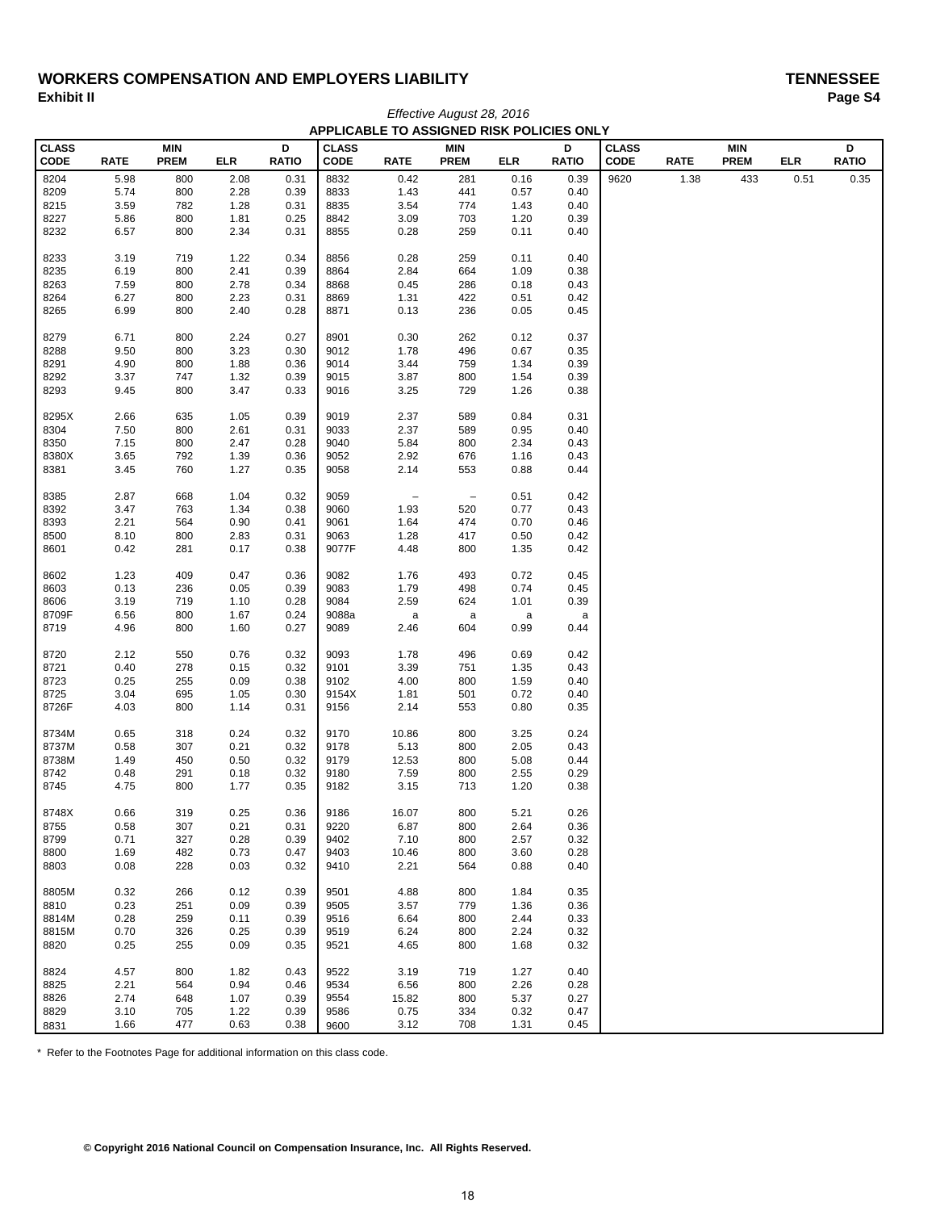# WORKERS COMPENSATION AND EMPLOYERS LIABILITY

**TENNESSEE**

**Exhibit II**

**Page S4**

*Effective August 28, 2016*

**APPLICABLE TO ASSIGNED RISK POLICIES ONLY**

| CLASS CODE | RATE | MIN PREM | ELR | D RATIO | CLASS CODE | RATE | MIN PREM | ELR | D RATIO | CLASS CODE | RATE | MIN PREM | ELR | D RATIO |
|---|---|---|---|---|---|---|---|---|---|---|---|---|---|---|
| 8204 | 5.98 | 800 | 2.08 | 0.31 | 8832 | 0.42 | 281 | 0.16 | 0.39 | 9620 | 1.38 | 433 | 0.51 | 0.35 |
| 8209 | 5.74 | 800 | 2.28 | 0.39 | 8833 | 1.43 | 441 | 0.57 | 0.40 | | | | | |
| 8215 | 3.59 | 782 | 1.28 | 0.31 | 8835 | 3.54 | 774 | 1.43 | 0.40 | | | | | |
| 8227 | 5.86 | 800 | 1.81 | 0.25 | 8842 | 3.09 | 703 | 1.20 | 0.39 | | | | | |
| 8232 | 6.57 | 800 | 2.34 | 0.31 | 8855 | 0.28 | 259 | 0.11 | 0.40 | | | | | |
| 8233 | 3.19 | 719 | 1.22 | 0.34 | 8856 | 0.28 | 259 | 0.11 | 0.40 | | | | | |
| 8235 | 6.19 | 800 | 2.41 | 0.39 | 8864 | 2.84 | 664 | 1.09 | 0.38 | | | | | |
| 8263 | 7.59 | 800 | 2.78 | 0.34 | 8868 | 0.45 | 286 | 0.18 | 0.43 | | | | | |
| 8264 | 6.27 | 800 | 2.23 | 0.31 | 8869 | 1.31 | 422 | 0.51 | 0.42 | | | | | |
| 8265 | 6.99 | 800 | 2.40 | 0.28 | 8871 | 0.13 | 236 | 0.05 | 0.45 | | | | | |
| 8279 | 6.71 | 800 | 2.24 | 0.27 | 8901 | 0.30 | 262 | 0.12 | 0.37 | | | | | |
| 8288 | 9.50 | 800 | 3.23 | 0.30 | 9012 | 1.78 | 496 | 0.67 | 0.35 | | | | | |
| 8291 | 4.90 | 800 | 1.88 | 0.36 | 9014 | 3.44 | 759 | 1.34 | 0.39 | | | | | |
| 8292 | 3.37 | 747 | 1.32 | 0.39 | 9015 | 3.87 | 800 | 1.54 | 0.39 | | | | | |
| 8293 | 9.45 | 800 | 3.47 | 0.33 | 9016 | 3.25 | 729 | 1.26 | 0.38 | | | | | |
| 8295X | 2.66 | 635 | 1.05 | 0.39 | 9019 | 2.37 | 589 | 0.84 | 0.31 | | | | | |
| 8304 | 7.50 | 800 | 2.61 | 0.31 | 9033 | 2.37 | 589 | 0.95 | 0.40 | | | | | |
| 8350 | 7.15 | 800 | 2.47 | 0.28 | 9040 | 5.84 | 800 | 2.34 | 0.43 | | | | | |
| 8380X | 3.65 | 792 | 1.39 | 0.36 | 9052 | 2.92 | 676 | 1.16 | 0.43 | | | | | |
| 8381 | 3.45 | 760 | 1.27 | 0.35 | 9058 | 2.14 | 553 | 0.88 | 0.44 | | | | | |
| 8385 | 2.87 | 668 | 1.04 | 0.32 | 9059 | – | – | 0.51 | 0.42 | | | | | |
| 8392 | 3.47 | 763 | 1.34 | 0.38 | 9060 | 1.93 | 520 | 0.77 | 0.43 | | | | | |
| 8393 | 2.21 | 564 | 0.90 | 0.41 | 9061 | 1.64 | 474 | 0.70 | 0.46 | | | | | |
| 8500 | 8.10 | 800 | 2.83 | 0.31 | 9063 | 1.28 | 417 | 0.50 | 0.42 | | | | | |
| 8601 | 0.42 | 281 | 0.17 | 0.38 | 9077F | 4.48 | 800 | 1.35 | 0.42 | | | | | |
| 8602 | 1.23 | 409 | 0.47 | 0.36 | 9082 | 1.76 | 493 | 0.72 | 0.45 | | | | | |
| 8603 | 0.13 | 236 | 0.05 | 0.39 | 9083 | 1.79 | 498 | 0.74 | 0.45 | | | | | |
| 8606 | 3.19 | 719 | 1.10 | 0.28 | 9084 | 2.59 | 624 | 1.01 | 0.39 | | | | | |
| 8709F | 6.56 | 800 | 1.67 | 0.24 | 9088a | a | a | a | a | | | | | |
| 8719 | 4.96 | 800 | 1.60 | 0.27 | 9089 | 2.46 | 604 | 0.99 | 0.44 | | | | | |
| 8720 | 2.12 | 550 | 0.76 | 0.32 | 9093 | 1.78 | 496 | 0.69 | 0.42 | | | | | |
| 8721 | 0.40 | 278 | 0.15 | 0.32 | 9101 | 3.39 | 751 | 1.35 | 0.43 | | | | | |
| 8723 | 0.25 | 255 | 0.09 | 0.38 | 9102 | 4.00 | 800 | 1.59 | 0.40 | | | | | |
| 8725 | 3.04 | 695 | 1.05 | 0.30 | 9154X | 1.81 | 501 | 0.72 | 0.40 | | | | | |
| 8726F | 4.03 | 800 | 1.14 | 0.31 | 9156 | 2.14 | 553 | 0.80 | 0.35 | | | | | |
| 8734M | 0.65 | 318 | 0.24 | 0.32 | 9170 | 10.86 | 800 | 3.25 | 0.24 | | | | | |
| 8737M | 0.58 | 307 | 0.21 | 0.32 | 9178 | 5.13 | 800 | 2.05 | 0.43 | | | | | |
| 8738M | 1.49 | 450 | 0.50 | 0.32 | 9179 | 12.53 | 800 | 5.08 | 0.44 | | | | | |
| 8742 | 0.48 | 291 | 0.18 | 0.32 | 9180 | 7.59 | 800 | 2.55 | 0.29 | | | | | |
| 8745 | 4.75 | 800 | 1.77 | 0.35 | 9182 | 3.15 | 713 | 1.20 | 0.38 | | | | | |
| 8748X | 0.66 | 319 | 0.25 | 0.36 | 9186 | 16.07 | 800 | 5.21 | 0.26 | | | | | |
| 8755 | 0.58 | 307 | 0.21 | 0.31 | 9220 | 6.87 | 800 | 2.64 | 0.36 | | | | | |
| 8799 | 0.71 | 327 | 0.28 | 0.39 | 9402 | 7.10 | 800 | 2.57 | 0.32 | | | | | |
| 8800 | 1.69 | 482 | 0.73 | 0.47 | 9403 | 10.46 | 800 | 3.60 | 0.28 | | | | | |
| 8803 | 0.08 | 228 | 0.03 | 0.32 | 9410 | 2.21 | 564 | 0.88 | 0.40 | | | | | |
| 8805M | 0.32 | 266 | 0.12 | 0.39 | 9501 | 4.88 | 800 | 1.84 | 0.35 | | | | | |
| 8810 | 0.23 | 251 | 0.09 | 0.39 | 9505 | 3.57 | 779 | 1.36 | 0.36 | | | | | |
| 8814M | 0.28 | 259 | 0.11 | 0.39 | 9516 | 6.64 | 800 | 2.44 | 0.33 | | | | | |
| 8815M | 0.70 | 326 | 0.25 | 0.39 | 9519 | 6.24 | 800 | 2.24 | 0.32 | | | | | |
| 8820 | 0.25 | 255 | 0.09 | 0.35 | 9521 | 4.65 | 800 | 1.68 | 0.32 | | | | | |
| 8824 | 4.57 | 800 | 1.82 | 0.43 | 9522 | 3.19 | 719 | 1.27 | 0.40 | | | | | |
| 8825 | 2.21 | 564 | 0.94 | 0.46 | 9534 | 6.56 | 800 | 2.26 | 0.28 | | | | | |
| 8826 | 2.74 | 648 | 1.07 | 0.39 | 9554 | 15.82 | 800 | 5.37 | 0.27 | | | | | |
| 8829 | 3.10 | 705 | 1.22 | 0.39 | 9586 | 0.75 | 334 | 0.32 | 0.47 | | | | | |
| 8831 | 1.66 | 477 | 0.63 | 0.38 | 9600 | 3.12 | 708 | 1.31 | 0.45 | | | | | |

* Refer to the Footnotes Page for additional information on this class code.

**© Copyright 2016 National Council on Compensation Insurance, Inc. All Rights Reserved.**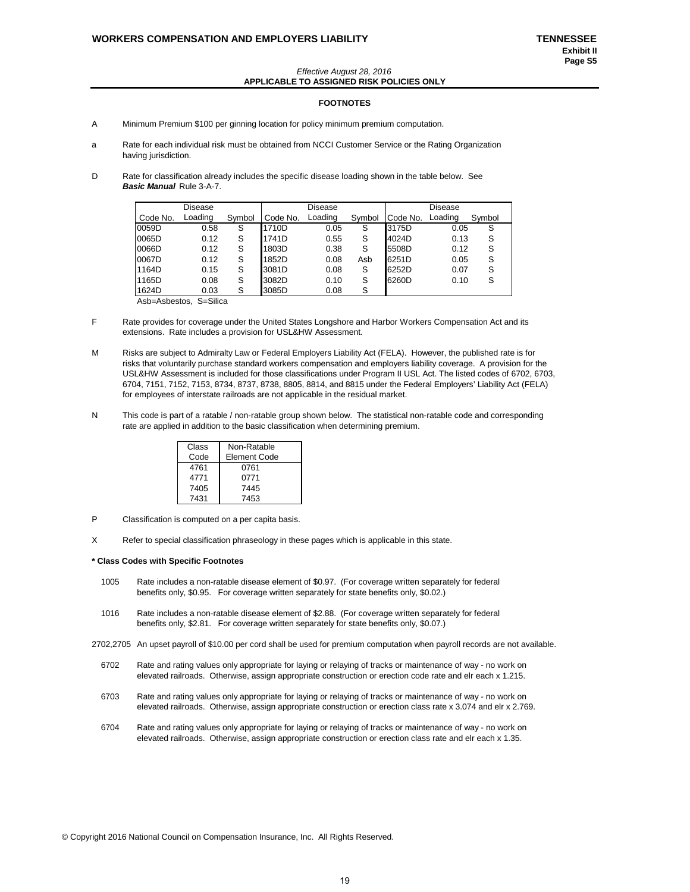*Effective August 28, 2016*
**APPLICABLE TO ASSIGNED RISK POLICIES ONLY**

## FOOTNOTES

A Minimum Premium $100 per ginning location for policy minimum premium computation.

a Rate for each individual risk must be obtained from NCCI Customer Service or the Rating Organization having jurisdiction.

D Rate for classification already includes the specific disease loading shown in the table below. See ***Basic Manual*** Rule 3-A-7.

| Code No. | Disease Loading | Symbol | Code No. | Disease Loading | Symbol | Code No. | Disease Loading | Symbol |
|---|---|---|---|---|---|---|---|---|
| 0059D | 0.58 | S | 1710D | 0.05 | S | 3175D | 0.05 | S |
| 0065D | 0.12 | S | 1741D | 0.55 | S | 4024D | 0.13 | S |
| 0066D | 0.12 | S | 1803D | 0.38 | S | 5508D | 0.12 | S |
| 0067D | 0.12 | S | 1852D | 0.08 | Asb | 6251D | 0.05 | S |
| 1164D | 0.15 | S | 3081D | 0.08 | S | 6252D | 0.07 | S |
| 1165D | 0.08 | S | 3082D | 0.10 | S | 6260D | 0.10 | S |
| 1624D | 0.03 | S | 3085D | 0.08 | S | | | |

Asb=Asbestos, S=Silica

F Rate provides for coverage under the United States Longshore and Harbor Workers Compensation Act and its extensions. Rate includes a provision for USL&HW Assessment.

M Risks are subject to Admiralty Law or Federal Employers Liability Act (FELA). However, the published rate is for risks that voluntarily purchase standard workers compensation and employers liability coverage. A provision for the USL&HW Assessment is included for those classifications under Program II USL Act. The listed codes of 6702, 6703, 6704, 7151, 7152, 7153, 8734, 8737, 8738, 8805, 8814, and 8815 under the Federal Employers' Liability Act (FELA) for employees of interstate railroads are not applicable in the residual market.

N This code is part of a ratable / non-ratable group shown below. The statistical non-ratable code and corresponding rate are applied in addition to the basic classification when determining premium.

| Class Code | Non-Ratable Element Code |
|---|---|
| 4761 | 0761 |
| 4771 | 0771 |
| 7405 | 7445 |
| 7431 | 7453 |

P Classification is computed on a per capita basis.

X Refer to special classification phraseology in these pages which is applicable in this state.

**\* Class Codes with Specific Footnotes**

1005 Rate includes a non-ratable disease element of $0.97. (For coverage written separately for federal benefits only, $0.95. For coverage written separately for state benefits only, $0.02.)

1016 Rate includes a non-ratable disease element of $2.88. (For coverage written separately for federal benefits only, $2.81. For coverage written separately for state benefits only, $0.07.)

2702,2705 An upset payroll of $10.00 per cord shall be used for premium computation when payroll records are not available.

6702 Rate and rating values only appropriate for laying or relaying of tracks or maintenance of way - no work on elevated railroads. Otherwise, assign appropriate construction or erection code rate and elr each x 1.215.

6703 Rate and rating values only appropriate for laying or relaying of tracks or maintenance of way - no work on elevated railroads. Otherwise, assign appropriate construction or erection class rate x 3.074 and elr x 2.769.

6704 Rate and rating values only appropriate for laying or relaying of tracks or maintenance of way - no work on elevated railroads. Otherwise, assign appropriate construction or erection class rate and elr each x 1.35.

© Copyright 2016 National Council on Compensation Insurance, Inc. All Rights Reserved.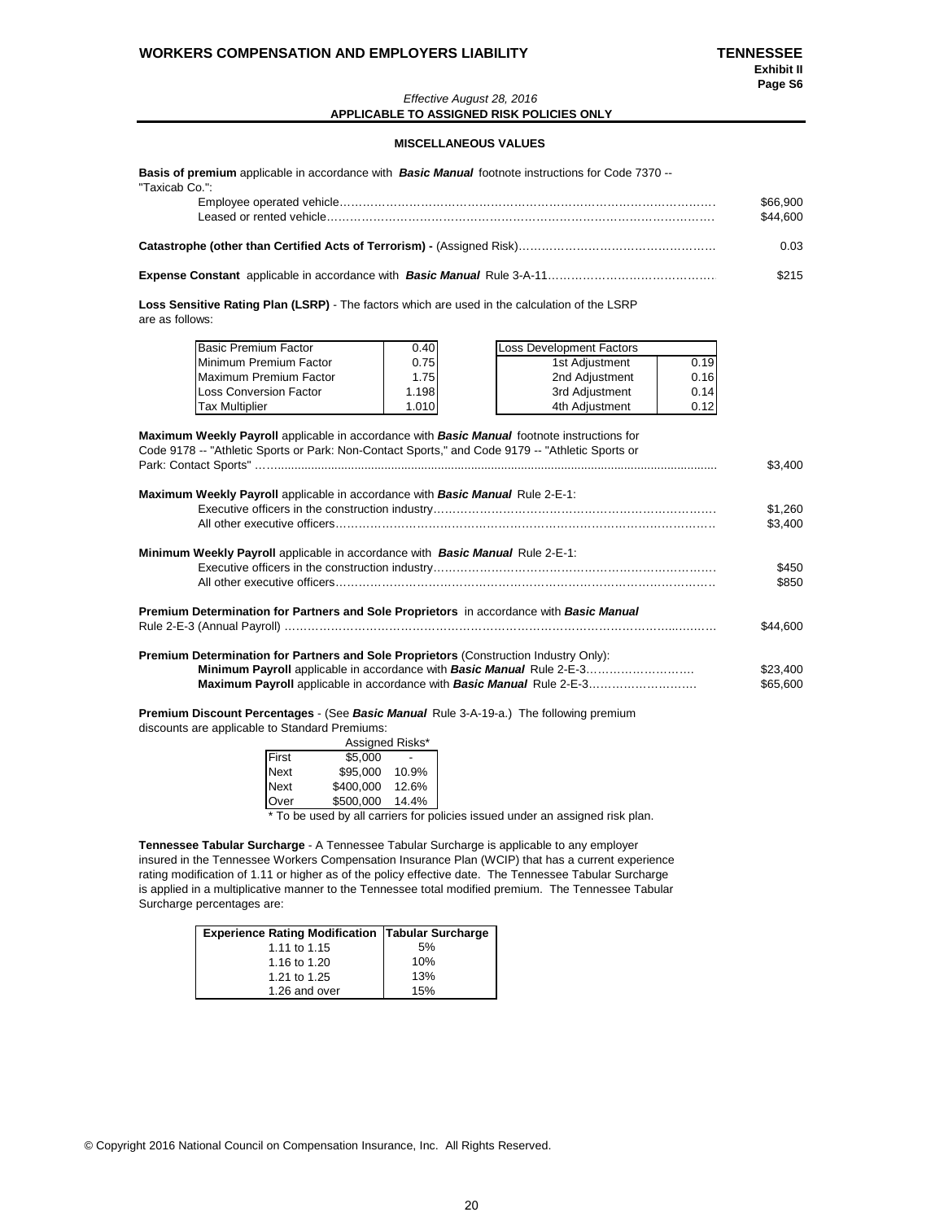**WORKERS COMPENSATION AND EMPLOYERS LIABILITY** **TENNESSEE**

**Exhibit II**
**Page S6**

*Effective August 28, 2016*
**APPLICABLE TO ASSIGNED RISK POLICIES ONLY**

## MISCELLANEOUS VALUES

**Basis of premium** applicable in accordance with ***Basic Manual*** footnote instructions for Code 7370 -- "Taxicab Co.":

| | |
|---|---|
| Employee operated vehicle…………………………………………………………………………………… | $66,900 |
| Leased or rented vehicle…………………………………………………………………………………… | $44,600 |

**Catastrophe (other than Certified Acts of Terrorism) -** (Assigned Risk)…………………………………………… 0.03

**Expense Constant** applicable in accordance with ***Basic Manual*** Rule 3-A-11…………………………………… $215

**Loss Sensitive Rating Plan (LSRP)** - The factors which are used in the calculation of the LSRP are as follows:

| | |
|---|---|
| Basic Premium Factor | 0.40 |
| Minimum Premium Factor | 0.75 |
| Maximum Premium Factor | 1.75 |
| Loss Conversion Factor | 1.198 |
| Tax Multiplier | 1.010 |

| Loss Development Factors | |
|---|---|
| 1st Adjustment | 0.19 |
| 2nd Adjustment | 0.16 |
| 3rd Adjustment | 0.14 |
| 4th Adjustment | 0.12 |

**Maximum Weekly Payroll** applicable in accordance with ***Basic Manual*** footnote instructions for Code 9178 -- "Athletic Sports or Park: Non-Contact Sports," and Code 9179 -- "Athletic Sports or Park: Contact Sports" ……………………………………………………………………… $3,400

**Maximum Weekly Payroll** applicable in accordance with ***Basic Manual*** Rule 2-E-1:

| | |
|---|---|
| Executive officers in the construction industry……………………………………………………………… | $1,260 |
| All other executive officers…………………………………………………………………………………… | $3,400 |

**Minimum Weekly Payroll** applicable in accordance with ***Basic Manual*** Rule 2-E-1:

| | |
|---|---|
| Executive officers in the construction industry……………………………………………………………… | $450 |
| All other executive officers…………………………………………………………………………………… | $850 |

**Premium Determination for Partners and Sole Proprietors** in accordance with ***Basic Manual*** Rule 2-E-3 (Annual Payroll) ………………………………………………………………………………………… $44,600

**Premium Determination for Partners and Sole Proprietors** (Construction Industry Only):

| | |
|---|---|
| **Minimum Payroll** applicable in accordance with ***Basic Manual*** Rule 2-E-3……………………… | $23,400 |
| **Maximum Payroll** applicable in accordance with ***Basic Manual*** Rule 2-E-3……………………… | $65,600 |

**Premium Discount Percentages** - (See ***Basic Manual*** Rule 3-A-19-a.) The following premium discounts are applicable to Standard Premiums:

| | Assigned Risks* | |
|---|---|---|
| First | $5,000 | - |
| Next | $95,000 | 10.9% |
| Next | $400,000 | 12.6% |
| Over | $500,000 | 14.4% |

\* To be used by all carriers for policies issued under an assigned risk plan.

**Tennessee Tabular Surcharge** - A Tennessee Tabular Surcharge is applicable to any employer insured in the Tennessee Workers Compensation Insurance Plan (WCIP) that has a current experience rating modification of 1.11 or higher as of the policy effective date. The Tennessee Tabular Surcharge is applied in a multiplicative manner to the Tennessee total modified premium. The Tennessee Tabular Surcharge percentages are:

| Experience Rating Modification | Tabular Surcharge |
|---|---|
| 1.11 to 1.15 | 5% |
| 1.16 to 1.20 | 10% |
| 1.21 to 1.25 | 13% |
| 1.26 and over | 15% |

© Copyright 2016 National Council on Compensation Insurance, Inc. All Rights Reserved.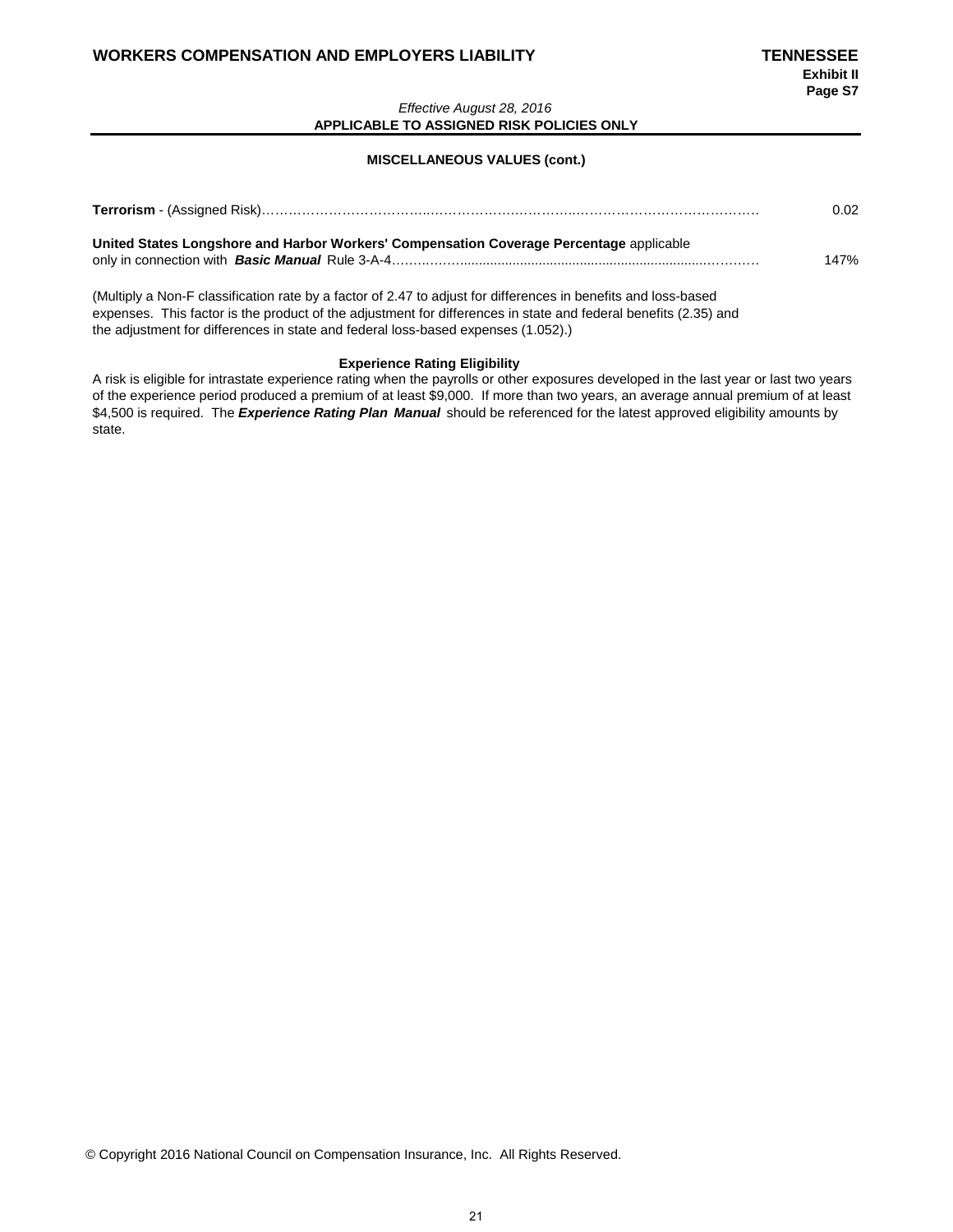*Effective August 28, 2016*
**APPLICABLE TO ASSIGNED RISK POLICIES ONLY**

**MISCELLANEOUS VALUES (cont.)**

**Terrorism** - (Assigned Risk)……………………………………………………………………………………………… 0.02

**United States Longshore and Harbor Workers' Compensation Coverage Percentage** applicable only in connection with ***Basic Manual*** Rule 3-A-4……………………………………………………………………… 147%

(Multiply a Non-F classification rate by a factor of 2.47 to adjust for differences in benefits and loss-based expenses. This factor is the product of the adjustment for differences in state and federal benefits (2.35) and the adjustment for differences in state and federal loss-based expenses (1.052).)

**Experience Rating Eligibility**

A risk is eligible for intrastate experience rating when the payrolls or other exposures developed in the last year or last two years of the experience period produced a premium of at least $9,000. If more than two years, an average annual premium of at least $4,500 is required. The ***Experience Rating Plan Manual*** should be referenced for the latest approved eligibility amounts by state.

© Copyright 2016 National Council on Compensation Insurance, Inc. All Rights Reserved.